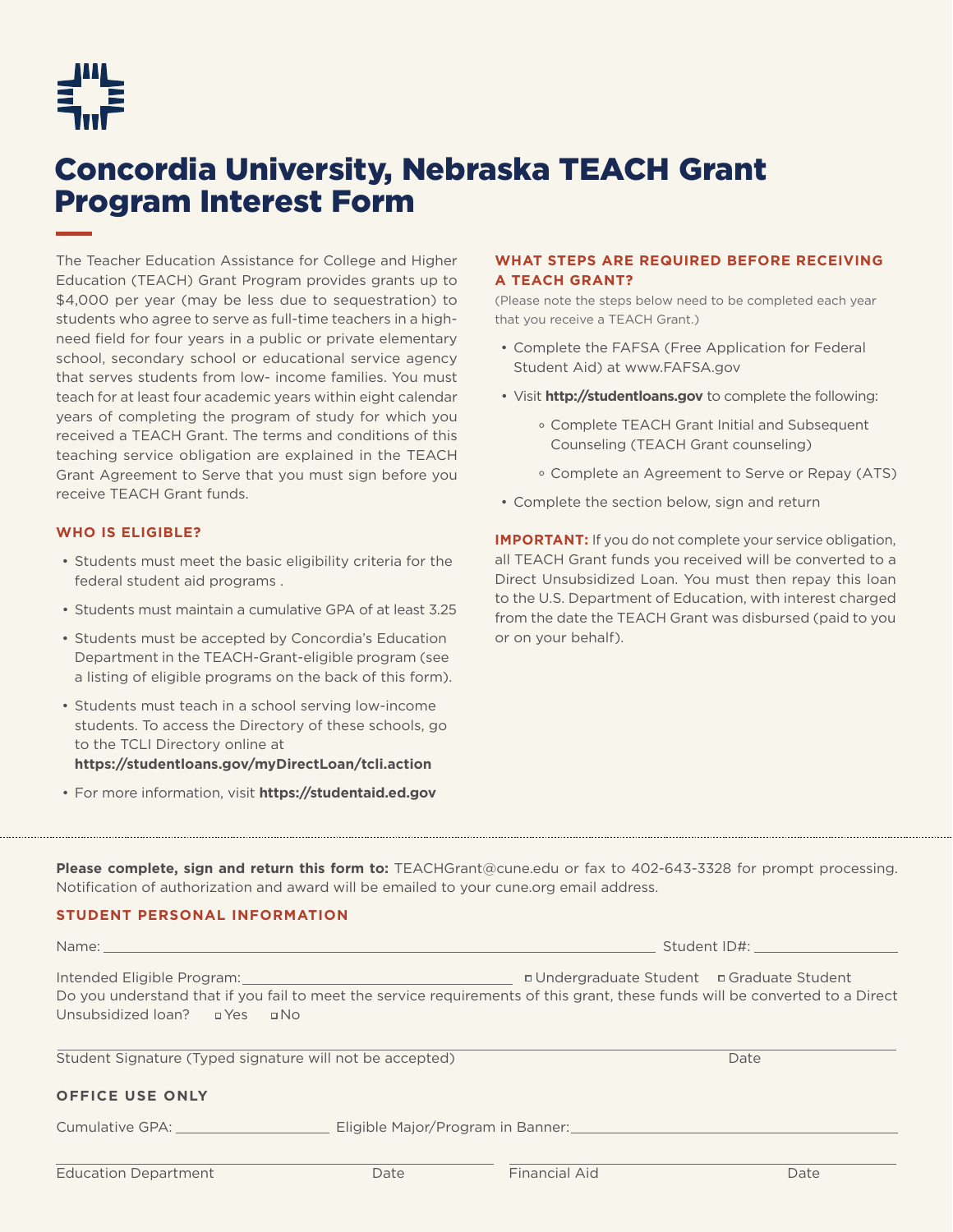# Concordia University, Nebraska TEACH Grant Program Interest Form

The Teacher Education Assistance for College and Higher Education (TEACH) Grant Program provides grants up to $4,000 per year (may be less due to sequestration) to students who agree to serve as full-time teachers in a high-need field for four years in a public or private elementary school, secondary school or educational service agency that serves students from low- income families. You must teach for at least four academic years within eight calendar years of completing the program of study for which you received a TEACH Grant. The terms and conditions of this teaching service obligation are explained in the TEACH Grant Agreement to Serve that you must sign before you receive TEACH Grant funds.

## WHO IS ELIGIBLE?

- Students must meet the basic eligibility criteria for the federal student aid programs .
- Students must maintain a cumulative GPA of at least 3.25
- Students must be accepted by Concordia's Education Department in the TEACH-Grant-eligible program (see a listing of eligible programs on the back of this form).
- Students must teach in a school serving low-income students. To access the Directory of these schools, go to the TCLI Directory online at **https://studentloans.gov/myDirectLoan/tcli.action**
- For more information, visit **https://studentaid.ed.gov**

## WHAT STEPS ARE REQUIRED BEFORE RECEIVING A TEACH GRANT?

(Please note the steps below need to be completed each year that you receive a TEACH Grant.)

- Complete the FAFSA (Free Application for Federal Student Aid) at www.FAFSA.gov
- Visit **http://studentloans.gov** to complete the following:
  - Complete TEACH Grant Initial and Subsequent Counseling (TEACH Grant counseling)
  - Complete an Agreement to Serve or Repay (ATS)
- Complete the section below, sign and return

**IMPORTANT:** If you do not complete your service obligation, all TEACH Grant funds you received will be converted to a Direct Unsubsidized Loan. You must then repay this loan to the U.S. Department of Education, with interest charged from the date the TEACH Grant was disbursed (paid to you or on your behalf).

---

**Please complete, sign and return this form to:** TEACHGrant@cune.edu or fax to 402-643-3328 for prompt processing. Notification of authorization and award will be emailed to your cune.org email address.

## STUDENT PERSONAL INFORMATION

Name: ______________________________ Student ID#: ______________

Intended Eligible Program: ______________________ ☐ Undergraduate Student ☐ Graduate Student

Do you understand that if you fail to meet the service requirements of this grant, these funds will be converted to a Direct Unsubsidized loan? ☐ Yes ☐ No

______________________________________________

Student Signature (Typed signature will not be accepted) Date

## OFFICE USE ONLY

Cumulative GPA: ______________ Eligible Major/Program in Banner: ______________________

______________________ ______________________

Education Department Date Financial Aid Date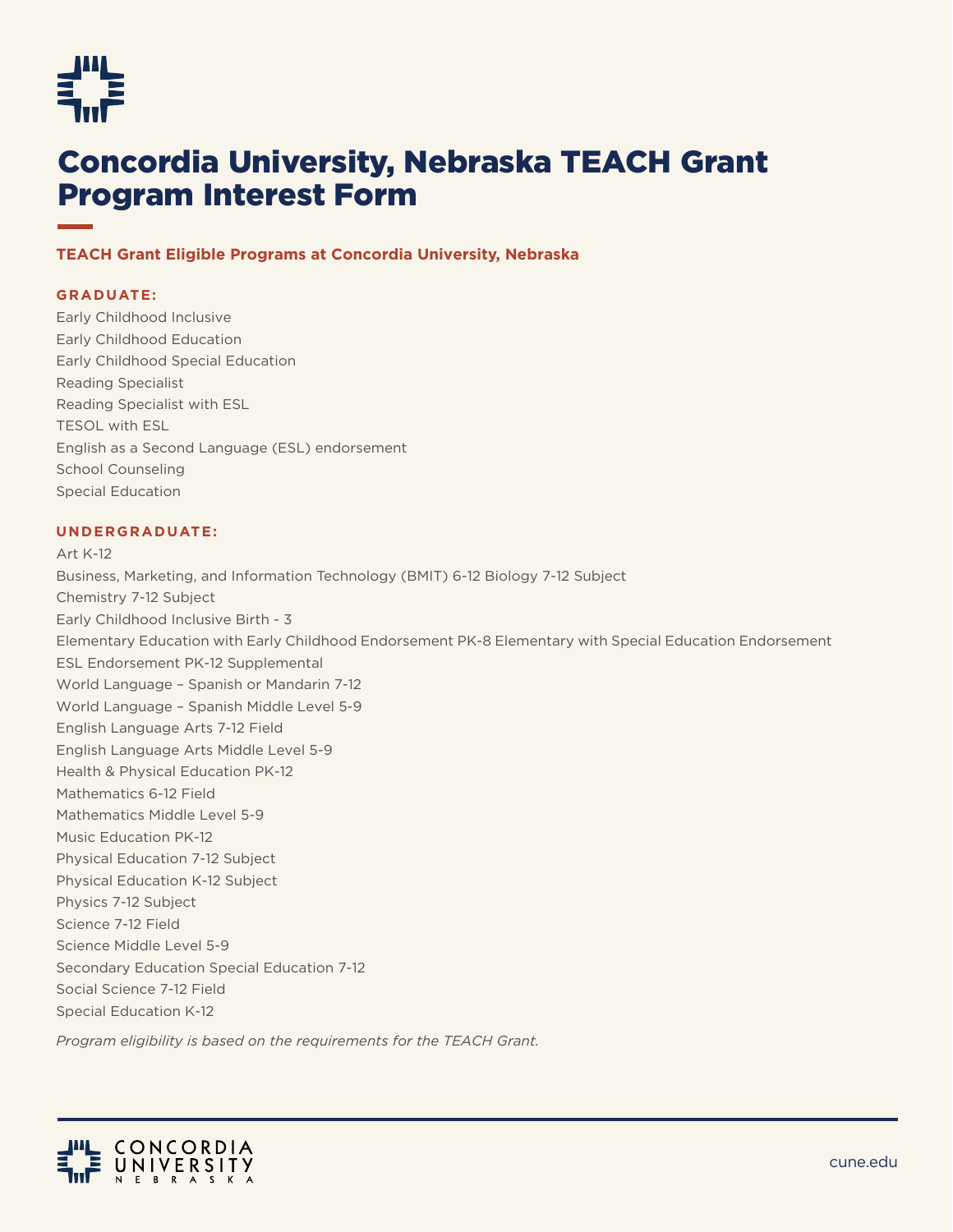# Concordia University, Nebraska TEACH Grant Program Interest Form

## TEACH Grant Eligible Programs at Concordia University, Nebraska

### GRADUATE:

Early Childhood Inclusive
Early Childhood Education
Early Childhood Special Education
Reading Specialist
Reading Specialist with ESL
TESOL with ESL
English as a Second Language (ESL) endorsement
School Counseling
Special Education

### UNDERGRADUATE:

Art K-12
Business, Marketing, and Information Technology (BMIT) 6-12 Biology 7-12 Subject
Chemistry 7-12 Subject
Early Childhood Inclusive Birth - 3
Elementary Education with Early Childhood Endorsement PK-8 Elementary with Special Education Endorsement
ESL Endorsement PK-12 Supplemental
World Language – Spanish or Mandarin 7-12
World Language – Spanish Middle Level 5-9
English Language Arts 7-12 Field
English Language Arts Middle Level 5-9
Health & Physical Education PK-12
Mathematics 6-12 Field
Mathematics Middle Level 5-9
Music Education PK-12
Physical Education 7-12 Subject
Physical Education K-12 Subject
Physics 7-12 Subject
Science 7-12 Field
Science Middle Level 5-9
Secondary Education Special Education 7-12
Social Science 7-12 Field
Special Education K-12

*Program eligibility is based on the requirements for the TEACH Grant.*

CONCORDIA UNIVERSITY NEBRASKA

cune.edu